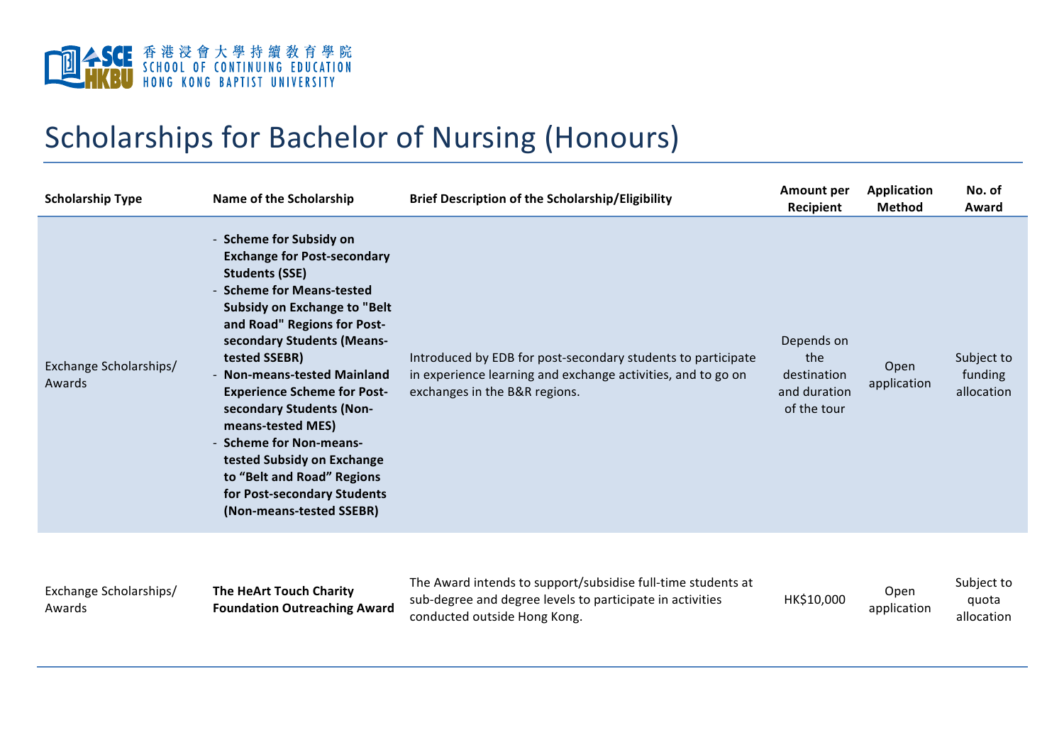香港浸會大學持續教育學院
SCHOOL OF CONTINUING EDUCATION
HONG KONG BAPTIST UNIVERSITY

# Scholarships for Bachelor of Nursing (Honours)

| Scholarship Type | Name of the Scholarship | Brief Description of the Scholarship/Eligibility | Amount per Recipient | Application Method | No. of Award |
|---|---|---|---|---|---|
| Exchange Scholarships/ Awards | - **Scheme for Subsidy on Exchange for Post-secondary Students (SSE)**<br>- **Scheme for Means-tested Subsidy on Exchange to "Belt and Road" Regions for Post-secondary Students (Means-tested SSEBR)**<br>- **Non-means-tested Mainland Experience Scheme for Post-secondary Students (Non-means-tested MES)**<br>- **Scheme for Non-means-tested Subsidy on Exchange to "Belt and Road" Regions for Post-secondary Students (Non-means-tested SSEBR)** | Introduced by EDB for post-secondary students to participate in experience learning and exchange activities, and to go on exchanges in the B&R regions. | Depends on the destination and duration of the tour | Open application | Subject to funding allocation |
| Exchange Scholarships/ Awards | **The HeArt Touch Charity Foundation Outreaching Award** | The Award intends to support/subsidise full-time students at sub-degree and degree levels to participate in activities conducted outside Hong Kong. | HK$10,000 | Open application | Subject to quota allocation |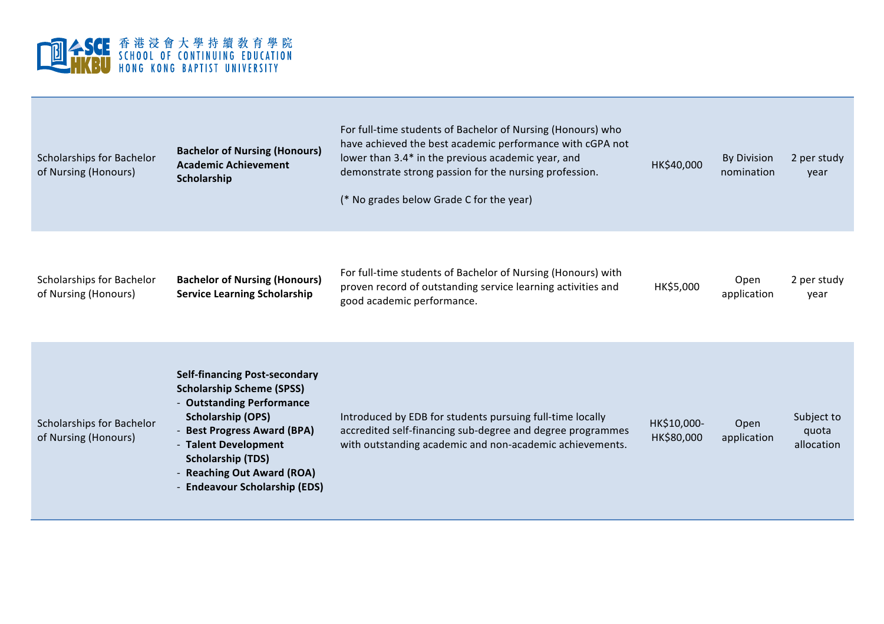| | | | | | |
|---|---|---|---|---|---|
| Scholarships for Bachelor of Nursing (Honours) | **Bachelor of Nursing (Honours) Academic Achievement Scholarship** | For full-time students of Bachelor of Nursing (Honours) who have achieved the best academic performance with cGPA not lower than 3.4* in the previous academic year, and demonstrate strong passion for the nursing profession.<br><br>(* No grades below Grade C for the year) | HK$40,000 | By Division nomination | 2 per study year |
| Scholarships for Bachelor of Nursing (Honours) | **Bachelor of Nursing (Honours) Service Learning Scholarship** | For full-time students of Bachelor of Nursing (Honours) with proven record of outstanding service learning activities and good academic performance. | HK$5,000 | Open application | 2 per study year |
| Scholarships for Bachelor of Nursing (Honours) | **Self-financing Post-secondary Scholarship Scheme (SPSS)**<br>- **Outstanding Performance Scholarship (OPS)**<br>- **Best Progress Award (BPA)**<br>- **Talent Development Scholarship (TDS)**<br>- **Reaching Out Award (ROA)**<br>- **Endeavour Scholarship (EDS)** | Introduced by EDB for students pursuing full-time locally accredited self-financing sub-degree and degree programmes with outstanding academic and non-academic achievements. | HK$10,000-HK$80,000 | Open application | Subject to quota allocation |